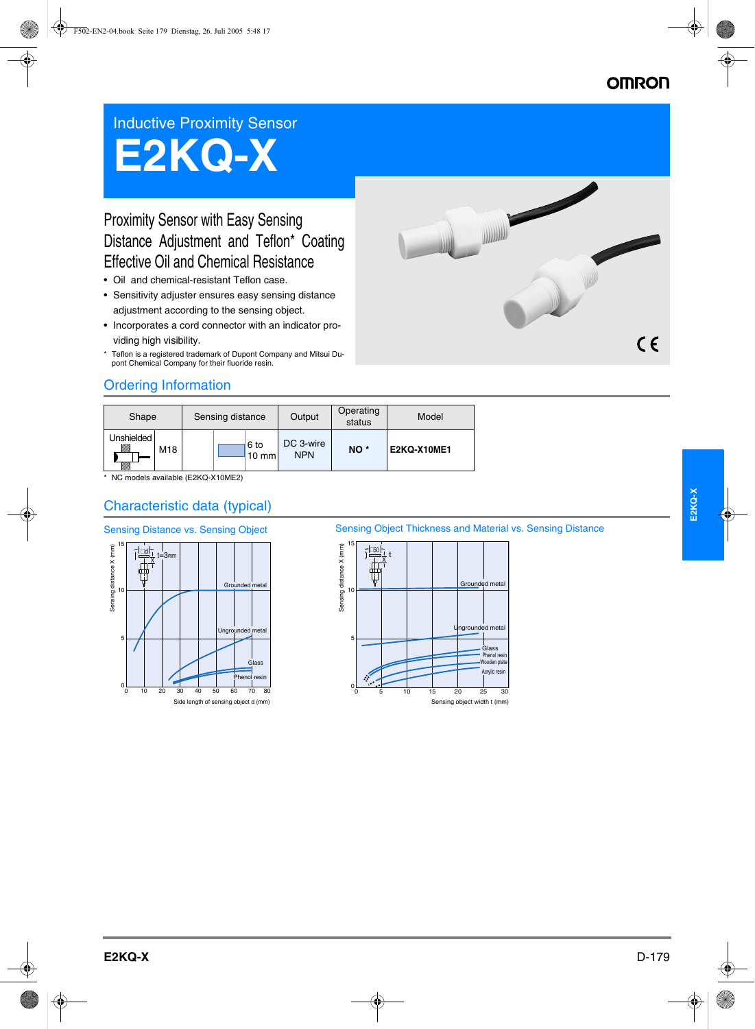# Inductive Proximity Sensor

# E2KQ-X

## Proximity Sensor with Easy Sensing Distance Adjustment and Teflon* Coating Effective Oil and Chemical Resistance

- Oil and chemical-resistant Teflon case.
- Sensitivity adjuster ensures easy sensing distance adjustment according to the sensing object.
- Incorporates a cord connector with an indicator providing high visibility.

\* Teflon is a registered trademark of Dupont Company and Mitsui Dupont Chemical Company for their fluoride resin.

## Ordering Information

| Shape | | Sensing distance | | Output | Operating status | Model |
|---|---|---|---|---|---|---|
| Unshielded | M18 | | 6 to 10 mm | DC 3-wire NPN | NO * | **E2KQ-X10ME1** |

\* NC models available (E2KQ-X10ME2)

## Characteristic data (typical)

### Sensing Distance vs. Sensing Object

Sensing distance X (mm) vs. Side length of sensing object d (mm); t=3mm. Curves: Grounded metal, Ungrounded metal, Glass, Phenol resin.

### Sensing Object Thickness and Material vs. Sensing Distance

Sensing distance X (mm) vs. Sensing object width t (mm); □50. Curves: Grounded metal, Ungrounded metal, Glass, Phenol resin, Wooden plate, Acrylic resin.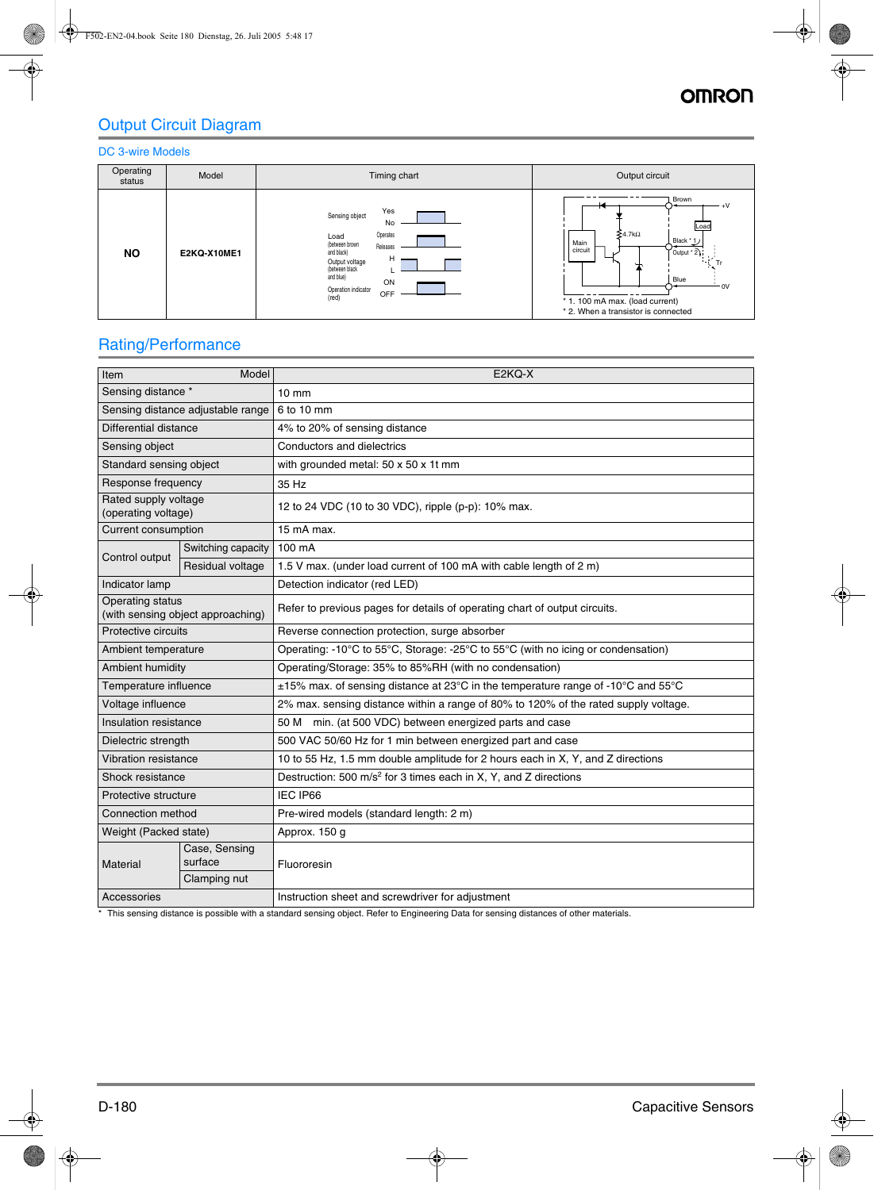## Output Circuit Diagram

### DC 3-wire Models

| Operating status | Model | Timing chart | Output circuit |
|---|---|---|---|
| NO | E2KQ-X10ME1 | Sensing object: Yes / No; Load (between brown and black): Operates / Releases; Output voltage (between black and blue): H / L; Operation indicator (red): ON / OFF | Brown (+V), Black *1, Output *2, Blue (0V), Load, Tr, Main circuit, 4.7kΩ<br>* 1. 100 mA max. (load current)<br>* 2. When a transistor is connected |

## Rating/Performance

| Item | | E2KQ-X |
|---|---|---|
| Sensing distance * | | 10 mm |
| Sensing distance adjustable range | | 6 to 10 mm |
| Differential distance | | 4% to 20% of sensing distance |
| Sensing object | | Conductors and dielectrics |
| Standard sensing object | | with grounded metal: 50 x 50 x 1t mm |
| Response frequency | | 35 Hz |
| Rated supply voltage (operating voltage) | | 12 to 24 VDC (10 to 30 VDC), ripple (p-p): 10% max. |
| Current consumption | | 15 mA max. |
| Control output | Switching capacity | 100 mA |
| | Residual voltage | 1.5 V max. (under load current of 100 mA with cable length of 2 m) |
| Indicator lamp | | Detection indicator (red LED) |
| Operating status (with sensing object approaching) | | Refer to previous pages for details of operating chart of output circuits. |
| Protective circuits | | Reverse connection protection, surge absorber |
| Ambient temperature | | Operating: -10°C to 55°C, Storage: -25°C to 55°C (with no icing or condensation) |
| Ambient humidity | | Operating/Storage: 35% to 85%RH (with no condensation) |
| Temperature influence | | ±15% max. of sensing distance at 23°C in the temperature range of -10°C and 55°C |
| Voltage influence | | 2% max. sensing distance within a range of 80% to 120% of the rated supply voltage. |
| Insulation resistance | | 50 MΩ min. (at 500 VDC) between energized parts and case |
| Dielectric strength | | 500 VAC 50/60 Hz for 1 min between energized part and case |
| Vibration resistance | | 10 to 55 Hz, 1.5 mm double amplitude for 2 hours each in X, Y, and Z directions |
| Shock resistance | | Destruction: 500 $m/s^2$ for 3 times each in X, Y, and Z directions |
| Protective structure | | IEC IP66 |
| Connection method | | Pre-wired models (standard length: 2 m) |
| Weight (Packed state) | | Approx. 150 g |
| Material | Case, Sensing surface | Fluororesin |
| | Clamping nut | |
| Accessories | | Instruction sheet and screwdriver for adjustment |

\* This sensing distance is possible with a standard sensing object. Refer to Engineering Data for sensing distances of other materials.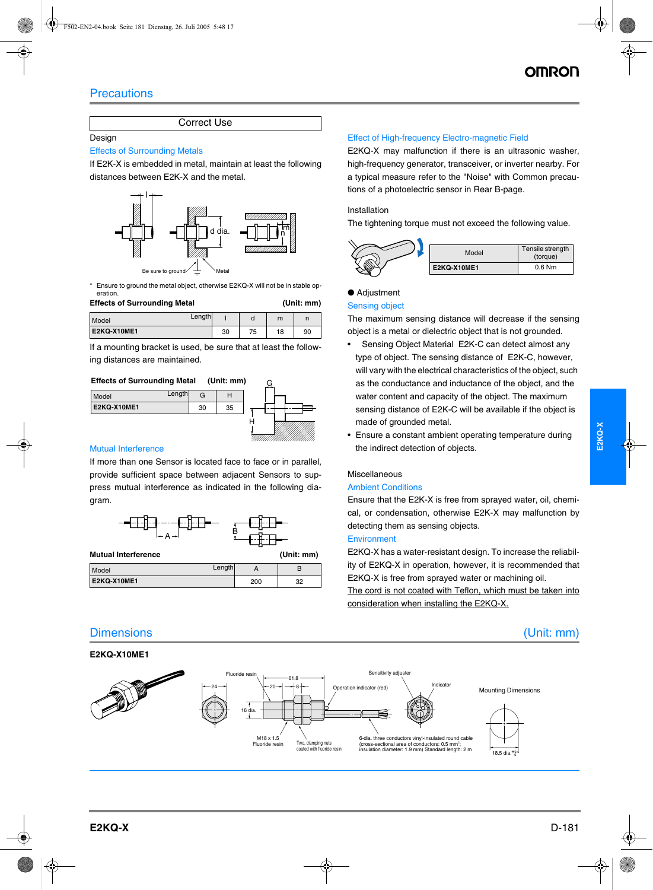# Precautions

## Correct Use

### Design

**Effects of Surrounding Metals**

If E2K-X is embedded in metal, maintain at least the following distances between E2K-X and the metal.

Be sure to ground — Metal

\* Ensure to ground the metal object, otherwise E2KQ-X will not be in stable operation.

**Effects of Surrounding Metal** (Unit: mm)

| Model \ Length | l | d | m | n |
|---|---|---|---|---|
| E2KQ-X10ME1 | 30 | 75 | 18 | 90 |

If a mounting bracket is used, be sure that at least the following distances are maintained.

**Effects of Surrounding Metal** (Unit: mm)

| Model \ Length | G | H |
|---|---|---|
| E2KQ-X10ME1 | 30 | 35 |

**Mutual Interference**

If more than one Sensor is located face to face or in parallel, provide sufficient space between adjacent Sensors to suppress mutual interference as indicated in the following diagram.

**Mutual Interference** (Unit: mm)

| Model \ Length | A | B |
|---|---|---|
| E2KQ-X10ME1 | 200 | 32 |

**Effect of High-frequency Electro-magnetic Field**

E2KQ-X may malfunction if there is an ultrasonic washer, high-frequency generator, transceiver, or inverter nearby. For a typical measure refer to the "Noise" with Common precautions of a photoelectric sensor in Rear B-page.

### Installation

The tightening torque must not exceed the following value.

| Model | Tensile strength (torque) |
|---|---|
| E2KQ-X10ME1 | 0.6 Nm |

### ● Adjustment

**Sensing object**

The maximum sensing distance will decrease if the sensing object is a metal or dielectric object that is not grounded.

- Sensing Object Material E2K-C can detect almost any type of object. The sensing distance of E2K-C, however, will vary with the electrical characteristics of the object, such as the conductance and inductance of the object, and the water content and capacity of the object. The maximum sensing distance of E2K-C will be available if the object is made of grounded metal.
- Ensure a constant ambient operating temperature during the indirect detection of objects.

### Miscellaneous

**Ambient Conditions**

Ensure that the E2K-X is free from sprayed water, oil, chemical, or condensation, otherwise E2KQ-X may malfunction by detecting them as sensing objects.

**Environment**

E2KQ-X has a water-resistant design. To increase the reliability of E2KQ-X in operation, however, it is recommended that E2KQ-X is free from sprayed water or machining oil.

The cord is not coated with Teflon, which must be taken into consideration when installing the E2KQ-X.

# Dimensions (Unit: mm)

**E2KQ-X10ME1**

Fluoride resin; 24; 20; 61.8; 8; 16 dia.; M18 x 1.5 Fluoride resin; Two, clamping nuts coated with fluoride resin; Operation indicator (red); Sensitivity adjuster; Indicator; 6-dia. three conductors vinyl-insulated round cable (cross-sectional area of conductors: 0.5 mm$^2$; insulation diameter: 1.9 mm) Standard length: 2 m

Mounting Dimensions

18.5 dia.$^{+0.5}_{0}$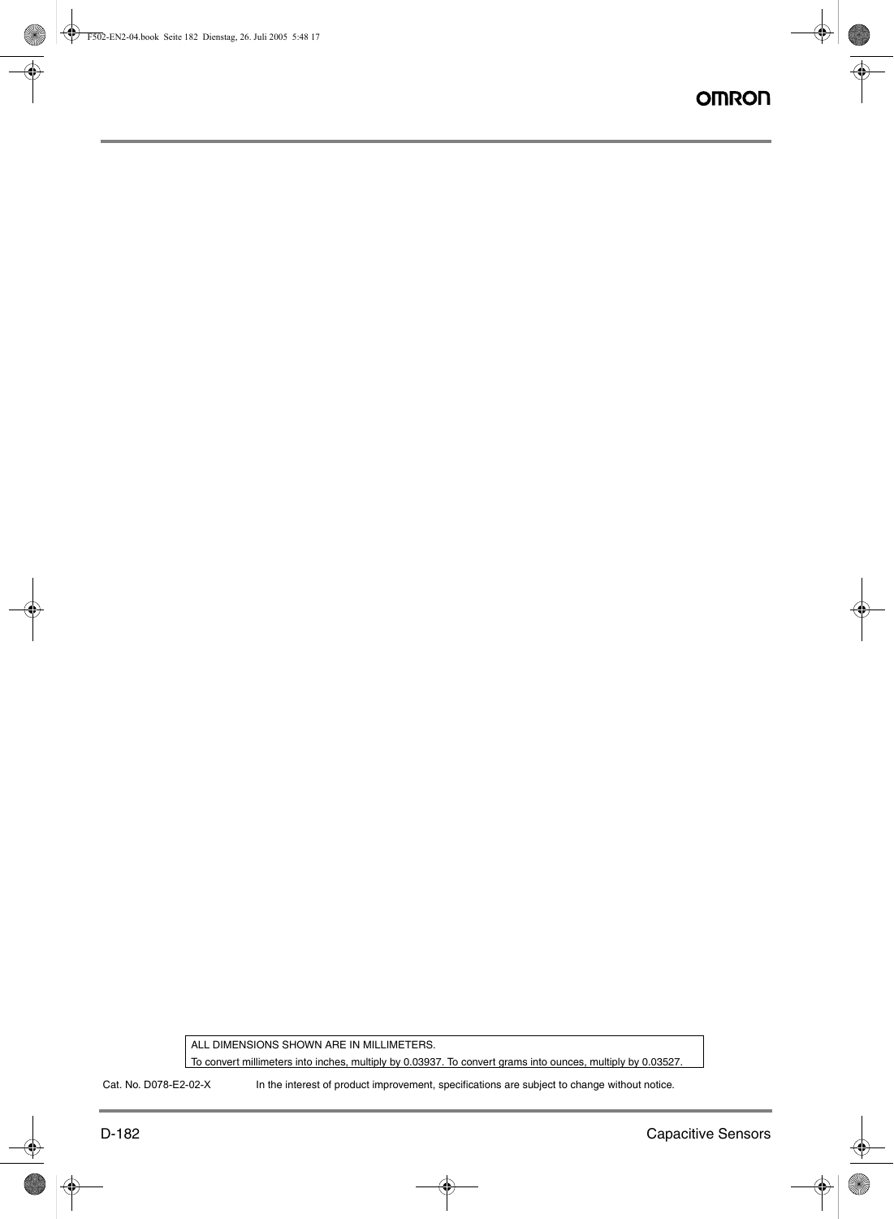ALL DIMENSIONS SHOWN ARE IN MILLIMETERS.

To convert millimeters into inches, multiply by 0.03937. To convert grams into ounces, multiply by 0.03527.

Cat. No. D078-E2-02-X In the interest of product improvement, specifications are subject to change without notice.